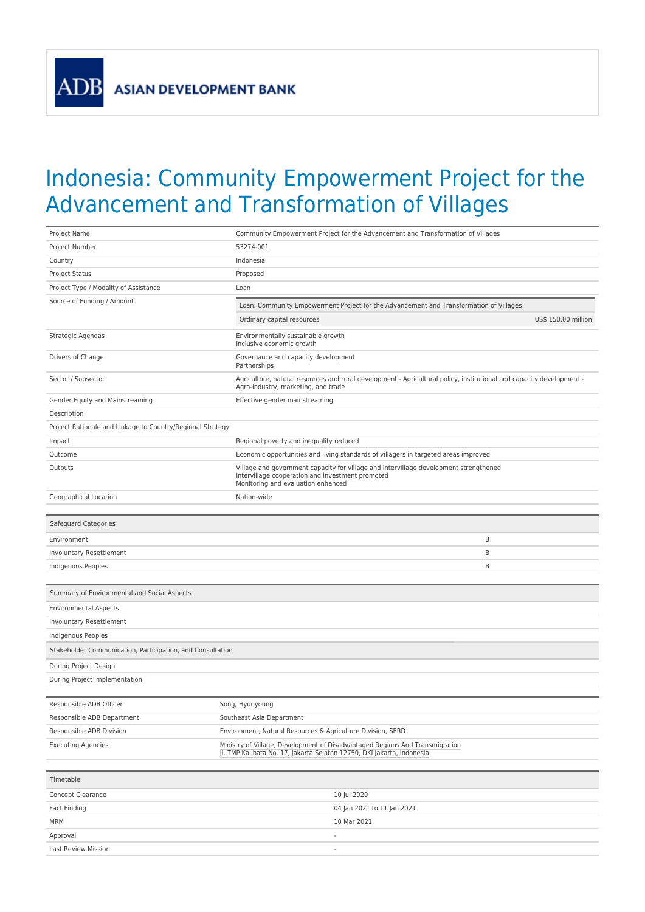ADB ASIAN DEVELOPMENT BANK

# Indonesia: Community Empowerment Project for the Advancement and Transformation of Villages

| | |
|---|---|
| Project Name | Community Empowerment Project for the Advancement and Transformation of Villages |
| Project Number | 53274-001 |
| Country | Indonesia |
| Project Status | Proposed |
| Project Type / Modality of Assistance | Loan |
| Source of Funding / Amount | Loan: Community Empowerment Project for the Advancement and Transformation of Villages<br>Ordinary capital resources US$ 150.00 million |
| Strategic Agendas | Environmentally sustainable growth<br>Inclusive economic growth |
| Drivers of Change | Governance and capacity development<br>Partnerships |
| Sector / Subsector | Agriculture, natural resources and rural development - Agricultural policy, institutional and capacity development - Agro-industry, marketing, and trade |
| Gender Equity and Mainstreaming | Effective gender mainstreaming |
| Description | |
| Project Rationale and Linkage to Country/Regional Strategy | |
| Impact | Regional poverty and inequality reduced |
| Outcome | Economic opportunities and living standards of villagers in targeted areas improved |
| Outputs | Village and government capacity for village and intervillage development strengthened<br>Intervillage cooperation and investment promoted<br>Monitoring and evaluation enhanced |
| Geographical Location | Nation-wide |

| Safeguard Categories | |
|---|---|
| Environment | B |
| Involuntary Resettlement | B |
| Indigenous Peoples | B |

| Summary of Environmental and Social Aspects | |
|---|---|
| Environmental Aspects | |
| Involuntary Resettlement | |
| Indigenous Peoples | |
| **Stakeholder Communication, Participation, and Consultation** | |
| During Project Design | |
| During Project Implementation | |

| | |
|---|---|
| Responsible ADB Officer | Song, Hyunyoung |
| Responsible ADB Department | Southeast Asia Department |
| Responsible ADB Division | Environment, Natural Resources & Agriculture Division, SERD |
| Executing Agencies | Ministry of Village, Development of Disadvantaged Regions And Transmigration<br>Jl. TMP Kalibata No. 17, Jakarta Selatan 12750, DKI Jakarta, Indonesia |

| Timetable | |
|---|---|
| Concept Clearance | 10 Jul 2020 |
| Fact Finding | 04 Jan 2021 to 11 Jan 2021 |
| MRM | 10 Mar 2021 |
| Approval | - |
| Last Review Mission | - |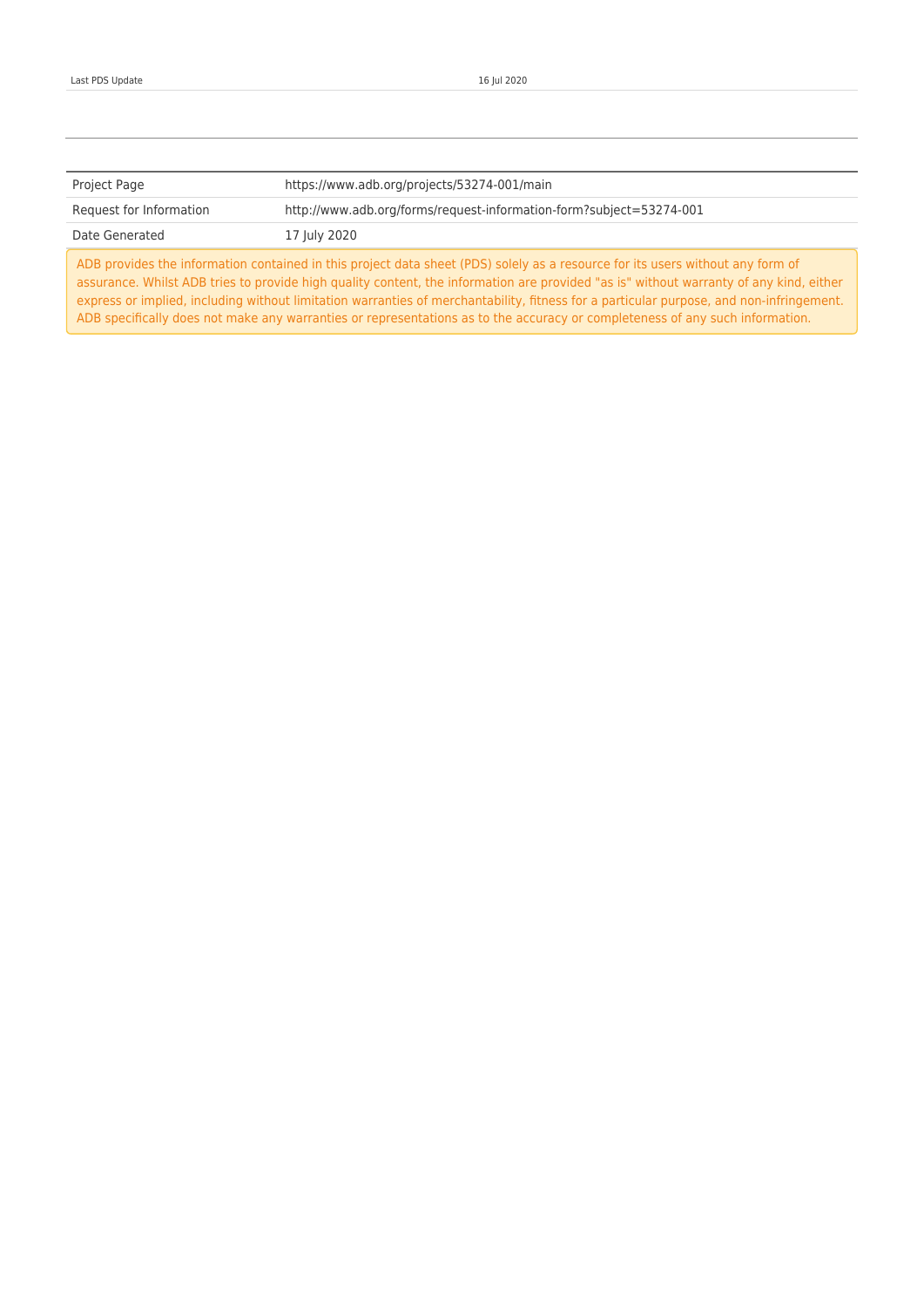| | |
|---|---|
| Last PDS Update | 16 Jul 2020 |

| | |
|---|---|
| Project Page | https://www.adb.org/projects/53274-001/main |
| Request for Information | http://www.adb.org/forms/request-information-form?subject=53274-001 |
| Date Generated | 17 July 2020 |

ADB provides the information contained in this project data sheet (PDS) solely as a resource for its users without any form of assurance. Whilst ADB tries to provide high quality content, the information are provided "as is" without warranty of any kind, either express or implied, including without limitation warranties of merchantability, fitness for a particular purpose, and non-infringement. ADB specifically does not make any warranties or representations as to the accuracy or completeness of any such information.